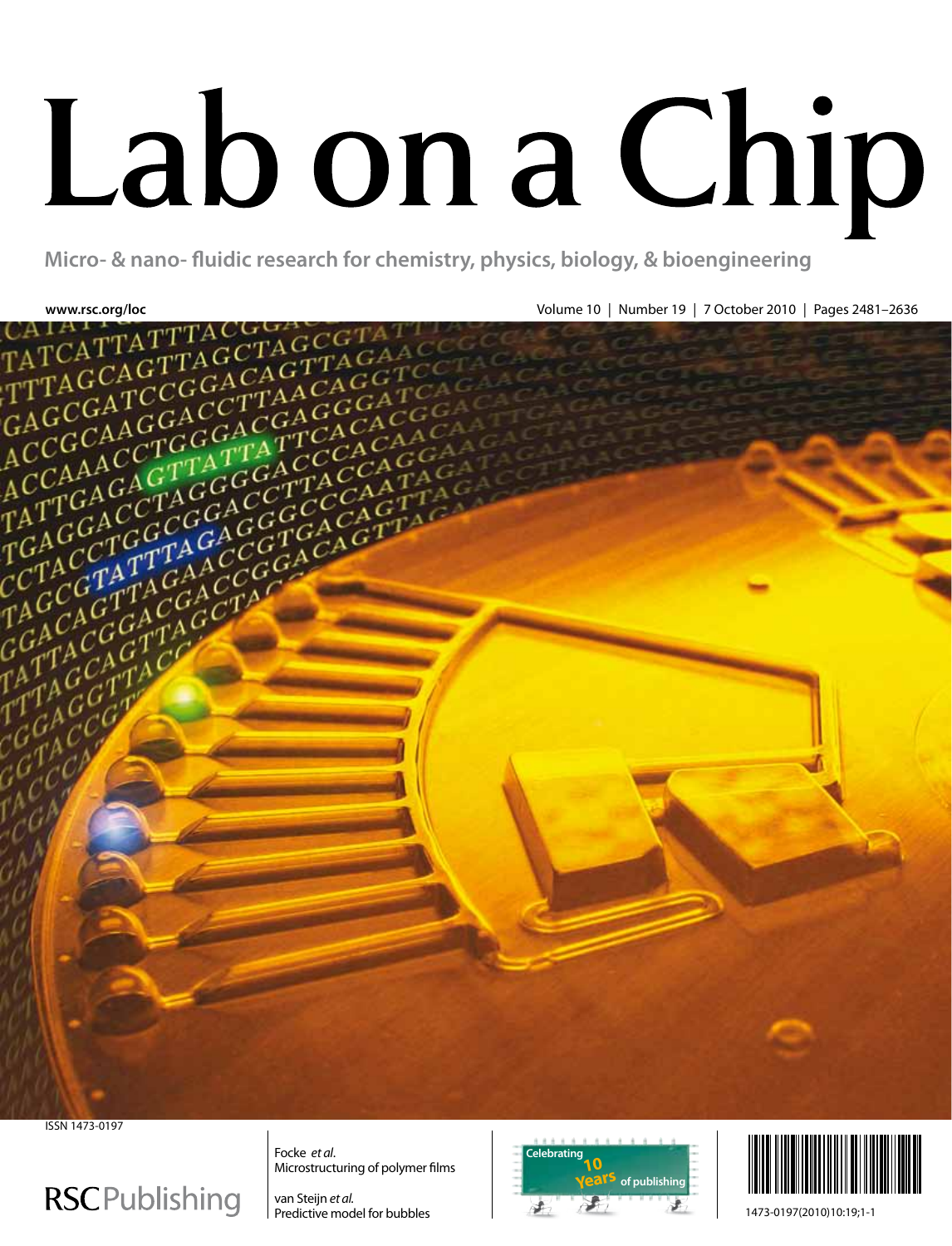# Lab on a Chip

Micro- & nano- fluidic research for chemistry, physics, biology, & bioengineering

www.rsc.org/loc

Volume 10 | Number 19 | 7 October 2010 | Pages 2481–2636

ISSN 1473-0197

RSC Publishing

Focke *et al.*
Microstructuring of polymer films

van Steijn *et al.*
Predictive model for bubbles

Celebrating 10 Years of publishing

1473-0197(2010)10:19;1-1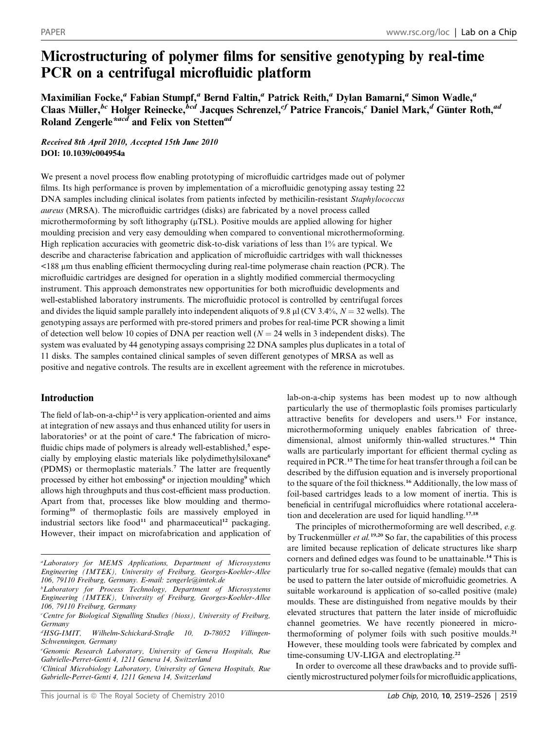# Microstructuring of polymer films for sensitive genotyping by real-time PCR on a centrifugal microfluidic platform

Maximilian Focke,[a] Fabian Stumpf,[a] Bernd Faltin,[a] Patrick Reith,[a] Dylan Bamarni,[a] Simon Wadle,[a] Claas Müller,[bc] Holger Reinecke,[bcd] Jacques Schrenzel,[ef] Patrice Francois,[e] Daniel Mark,[d] Günter Roth,[ad] Roland Zengerle*[acd] and Felix von Stetten[ad]

*Received 8th April 2010, Accepted 15th June 2010*
**DOI: 10.1039/c004954a**

We present a novel process flow enabling prototyping of microfluidic cartridges made out of polymer films. Its high performance is proven by implementation of a microfluidic genotyping assay testing 22 DNA samples including clinical isolates from patients infected by methicilin-resistant *Staphylococcus aureus* (MRSA). The microfluidic cartridges (disks) are fabricated by a novel process called microthermoforming by soft lithography (μTSL). Positive moulds are applied allowing for higher moulding precision and very easy demoulding when compared to conventional microthermoforming. High replication accuracies with geometric disk-to-disk variations of less than 1% are typical. We describe and characterise fabrication and application of microfluidic cartridges with wall thicknesses <188 μm thus enabling efficient thermocycling during real-time polymerase chain reaction (PCR). The microfluidic cartridges are designed for operation in a slightly modified commercial thermocycling instrument. This approach demonstrates new opportunities for both microfluidic developments and well-established laboratory instruments. The microfluidic protocol is controlled by centrifugal forces and divides the liquid sample parallely into independent aliquots of 9.8 μl (CV 3.4%, $N = 32$ wells). The genotyping assays are performed with pre-stored primers and probes for real-time PCR showing a limit of detection well below 10 copies of DNA per reaction well ($N = 24$ wells in 3 independent disks). The system was evaluated by 44 genotyping assays comprising 22 DNA samples plus duplicates in a total of 11 disks. The samples contained clinical samples of seven different genotypes of MRSA as well as positive and negative controls. The results are in excellent agreement with the reference in microtubes.

## Introduction

The field of lab-on-a-chip[1,2] is very application-oriented and aims at integration of new assays and thus enhanced utility for users in laboratories[3] or at the point of care.[4] The fabrication of microfluidic chips made of polymers is already well-established,[5] especially by employing elastic materials like polydimethylsiloxane[6] (PDMS) or thermoplastic materials.[7] The latter are frequently processed by either hot embossing[8] or injection moulding[9] which allows high throughputs and thus cost-efficient mass production. Apart from that, processes like blow moulding and thermoforming[10] of thermoplastic foils are massively employed in industrial sectors like food[11] and pharmaceutical[12] packaging. However, their impact on microfabrication and application of lab-on-a-chip systems has been modest up to now although particularly the use of thermoplastic foils promises particularly attractive benefits for developers and users.[13] For instance, microthermoforming uniquely enables fabrication of three-dimensional, almost uniformly thin-walled structures.[14] Thin walls are particularly important for efficient thermal cycling as required in PCR.[15] The time for heat transfer through a foil can be described by the diffusion equation and is inversely proportional to the square of the foil thickness.[16] Additionally, the low mass of foil-based cartridges leads to a low moment of inertia. This is beneficial in centrifugal microfluidics where rotational acceleration and deceleration are used for liquid handling.[17,18]

The principles of microthermoforming are well described, *e.g.* by Truckenmüller *et al.*[19,20] So far, the capabilities of this process are limited because replication of delicate structures like sharp corners and defined edges was found to be unattainable.[14] This is particularly true for so-called negative (female) moulds that can be used to pattern the later outside of microfluidic geometries. A suitable workaround is application of so-called positive (male) moulds. These are distinguished from negative moulds by their elevated structures that pattern the later inside of microfluidic channel geometries. We have recently pioneered in microthermoforming of polymer foils with such positive moulds.[21] However, these moulding tools were fabricated by complex and time-consuming UV-LIGA and electroplating.[22]

In order to overcome all these drawbacks and to provide sufficiently microstructured polymer foils for microfluidic applications,

[a] Laboratory for MEMS Applications, Department of Microsystems Engineering (IMTEK), University of Freiburg, Georges-Koehler-Allee 106, 79110 Freiburg, Germany. E-mail: zengerle@imtek.de
[b] Laboratory for Process Technology, Department of Microsystems Engineering (IMTEK), University of Freiburg, Georges-Koehler-Allee 106, 79110 Freiburg, Germany
[c] Centre for Biological Signalling Studies (bioss), University of Freiburg, Germany
[d] HSG-IMIT, Wilhelm-Schickard-Straße 10, D-78052 Villingen-Schwenningen, Germany
[e] Genomic Research Laboratory, University of Geneva Hospitals, Rue Gabrielle-Perret-Genti 4, 1211 Geneva 14, Switzerland
[f] Clinical Microbiology Laboratory, University of Geneva Hospitals, Rue Gabrielle-Perret-Genti 4, 1211 Geneva 14, Switzerland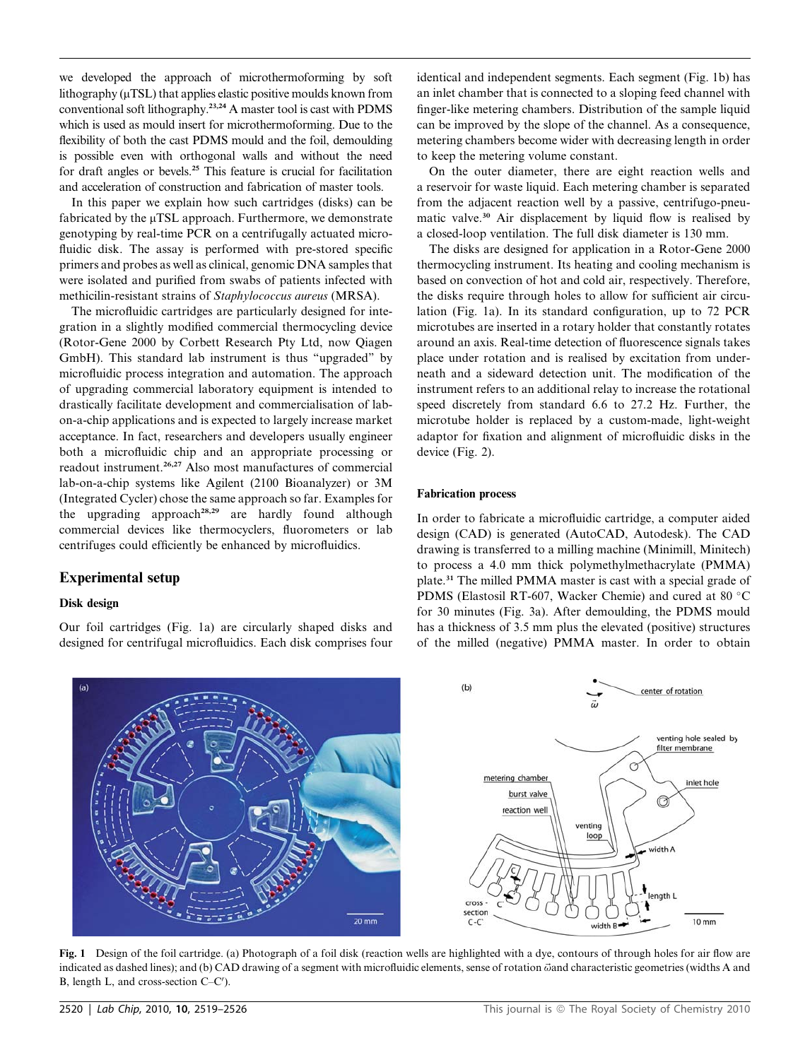we developed the approach of microthermoforming by soft lithography (μTSL) that applies elastic positive moulds known from conventional soft lithography.[23,24] A master tool is cast with PDMS which is used as mould insert for microthermoforming. Due to the flexibility of both the cast PDMS mould and the foil, demoulding is possible even with orthogonal walls and without the need for draft angles or bevels.[25] This feature is crucial for facilitation and acceleration of construction and fabrication of master tools.

In this paper we explain how such cartridges (disks) can be fabricated by the μTSL approach. Furthermore, we demonstrate genotyping by real-time PCR on a centrifugally actuated microfluidic disk. The assay is performed with pre-stored specific primers and probes as well as clinical, genomic DNA samples that were isolated and purified from swabs of patients infected with methicilin-resistant strains of *Staphylococcus aureus* (MRSA).

The microfluidic cartridges are particularly designed for integration in a slightly modified commercial thermocycling device (Rotor-Gene 2000 by Corbett Research Pty Ltd, now Qiagen GmbH). This standard lab instrument is thus "upgraded" by microfluidic process integration and automation. The approach of upgrading commercial laboratory equipment is intended to drastically facilitate development and commercialisation of lab-on-a-chip applications and is expected to largely increase market acceptance. In fact, researchers and developers usually engineer both a microfluidic chip and an appropriate processing or readout instrument.[26,27] Also most manufactures of commercial lab-on-a-chip systems like Agilent (2100 Bioanalyzer) or 3M (Integrated Cycler) chose the same approach so far. Examples for the upgrading approach[28,29] are hardly found although commercial devices like thermocyclers, fluorometers or lab centrifuges could efficiently be enhanced by microfluidics.

## Experimental setup

### Disk design

Our foil cartridges (Fig. 1a) are circularly shaped disks and designed for centrifugal microfluidics. Each disk comprises four identical and independent segments. Each segment (Fig. 1b) has an inlet chamber that is connected to a sloping feed channel with finger-like metering chambers. Distribution of the sample liquid can be improved by the slope of the channel. As a consequence, metering chambers become wider with decreasing length in order to keep the metering volume constant.

On the outer diameter, there are eight reaction wells and a reservoir for waste liquid. Each metering chamber is separated from the adjacent reaction well by a passive, centrifugo-pneumatic valve.[30] Air displacement by liquid flow is realised by a closed-loop ventilation. The full disk diameter is 130 mm.

The disks are designed for application in a Rotor-Gene 2000 thermocycling instrument. Its heating and cooling mechanism is based on convection of hot and cold air, respectively. Therefore, the disks require through holes to allow for sufficient air circulation (Fig. 1a). In its standard configuration, up to 72 PCR microtubes are inserted in a rotary holder that constantly rotates around an axis. Real-time detection of fluorescence signals takes place under rotation and is realised by excitation from underneath and a sideward detection unit. The modification of the instrument refers to an additional relay to increase the rotational speed discretely from standard 6.6 to 27.2 Hz. Further, the microtube holder is replaced by a custom-made, light-weight adaptor for fixation and alignment of microfluidic disks in the device (Fig. 2).

### Fabrication process

In order to fabricate a microfluidic cartridge, a computer aided design (CAD) is generated (AutoCAD, Autodesk). The CAD drawing is transferred to a milling machine (Minimill, Minitech) to process a 4.0 mm thick polymethylmethacrylate (PMMA) plate.[31] The milled PMMA master is cast with a special grade of PDMS (Elastosil RT-607, Wacker Chemie) and cured at 80 °C for 30 minutes (Fig. 3a). After demoulding, the PDMS mould has a thickness of 3.5 mm plus the elevated (positive) structures of the milled (negative) PMMA master. In order to obtain

Fig. 1 Design of the foil cartridge. (a) Photograph of a foil disk (reaction wells are highlighted with a dye, contours of through holes for air flow are indicated as dashed lines); and (b) CAD drawing of a segment with microfluidic elements, sense of rotation $\vec{\omega}$ and characteristic geometries (widths A and B, length L, and cross-section C–C′).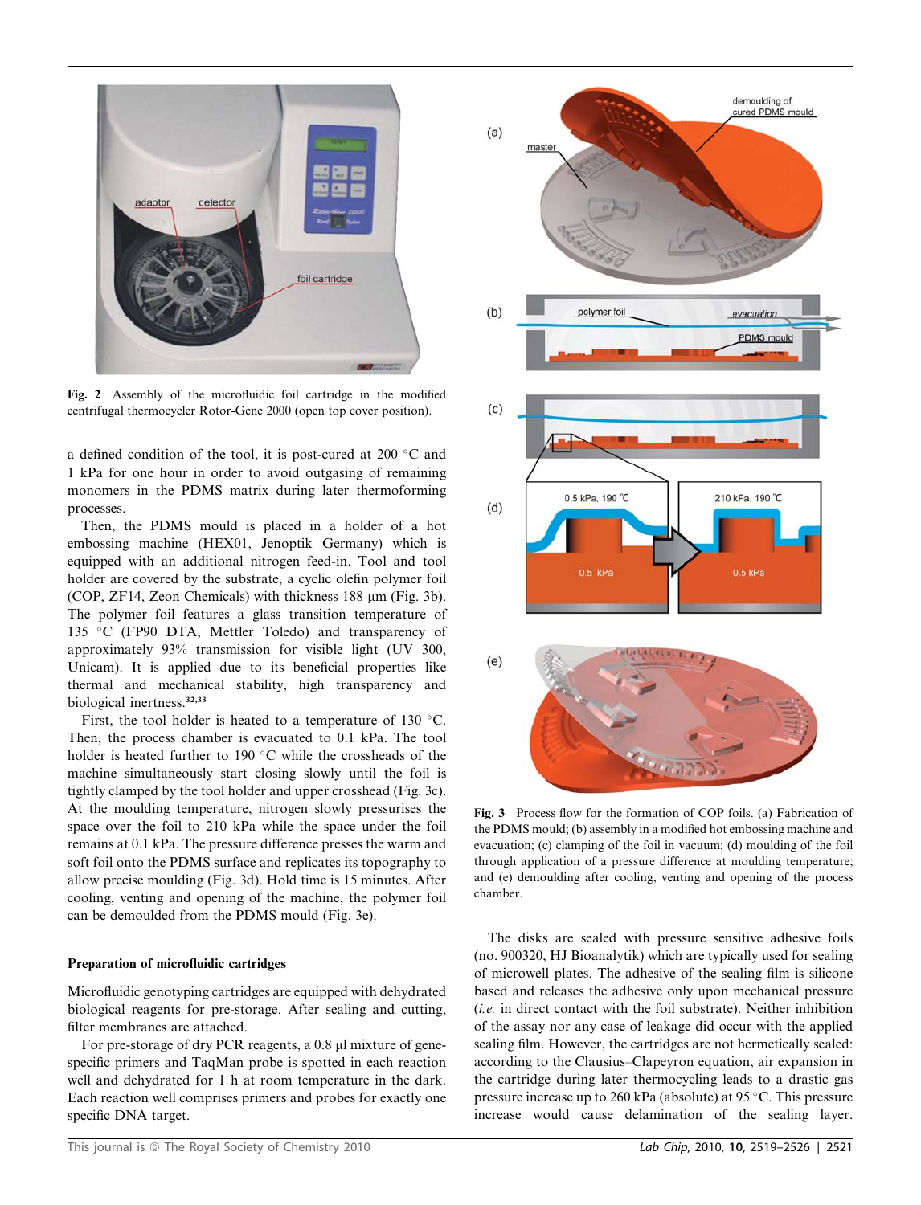Fig. 2 Assembly of the microfluidic foil cartridge in the modified centrifugal thermocycler Rotor-Gene 2000 (open top cover position).

a defined condition of the tool, it is post-cured at 200 °C and 1 kPa for one hour in order to avoid outgasing of remaining monomers in the PDMS matrix during later thermoforming processes.

Then, the PDMS mould is placed in a holder of a hot embossing machine (HEX01, Jenoptik Germany) which is equipped with an additional nitrogen feed-in. Tool and tool holder are covered by the substrate, a cyclic olefin polymer foil (COP, ZF14, Zeon Chemicals) with thickness 188 µm (Fig. 3b). The polymer foil features a glass transition temperature of 135 °C (FP90 DTA, Mettler Toledo) and transparency of approximately 93% transmission for visible light (UV 300, Unicam). It is applied due to its beneficial properties like thermal and mechanical stability, high transparency and biological inertness.[32,33]

First, the tool holder is heated to a temperature of 130 °C. Then, the process chamber is evacuated to 0.1 kPa. The tool holder is heated further to 190 °C while the crossheads of the machine simultaneously start closing slowly until the foil is tightly clamped by the tool holder and upper crosshead (Fig. 3c). At the moulding temperature, nitrogen slowly pressurises the space over the foil to 210 kPa while the space under the foil remains at 0.1 kPa. The pressure difference presses the warm and soft foil onto the PDMS surface and replicates its topography to allow precise moulding (Fig. 3d). Hold time is 15 minutes. After cooling, venting and opening of the machine, the polymer foil can be demoulded from the PDMS mould (Fig. 3e).

Fig. 3 Process flow for the formation of COP foils. (a) Fabrication of the PDMS mould; (b) assembly in a modified hot embossing machine and evacuation; (c) clamping of the foil in vacuum; (d) moulding of the foil through application of a pressure difference at moulding temperature; and (e) demoulding after cooling, venting and opening of the process chamber.

### Preparation of microfluidic cartridges

Microfluidic genotyping cartridges are equipped with dehydrated biological reagents for pre-storage. After sealing and cutting, filter membranes are attached.

For pre-storage of dry PCR reagents, a 0.8 µl mixture of gene-specific primers and TaqMan probe is spotted in each reaction well and dehydrated for 1 h at room temperature in the dark. Each reaction well comprises primers and probes for exactly one specific DNA target.

The disks are sealed with pressure sensitive adhesive foils (no. 900320, HJ Bioanalytik) which are typically used for sealing of microwell plates. The adhesive of the sealing film is silicone based and releases the adhesive only upon mechanical pressure (*i.e.* in direct contact with the foil substrate). Neither inhibition of the assay nor any case of leakage did occur with the applied sealing film. However, the cartridges are not hermetically sealed: according to the Clausius–Clapeyron equation, air expansion in the cartridge during later thermocycling leads to a drastic gas pressure increase up to 260 kPa (absolute) at 95 °C. This pressure increase would cause delamination of the sealing layer.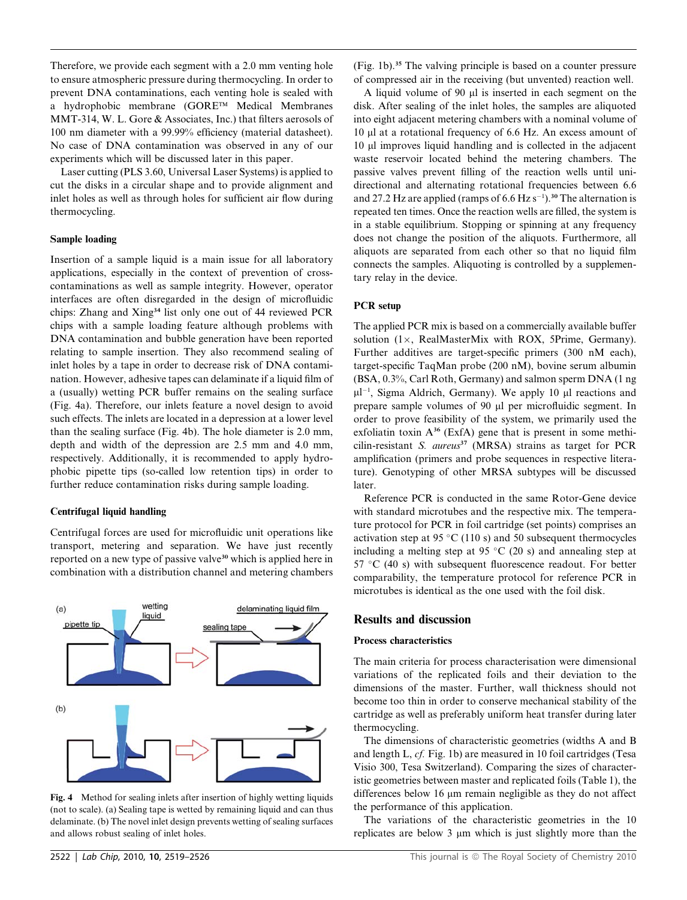Therefore, we provide each segment with a 2.0 mm venting hole to ensure atmospheric pressure during thermocycling. In order to prevent DNA contaminations, each venting hole is sealed with a hydrophobic membrane (GORE™ Medical Membranes MMT-314, W. L. Gore & Associates, Inc.) that filters aerosols of 100 nm diameter with a 99.99% efficiency (material datasheet). No case of DNA contamination was observed in any of our experiments which will be discussed later in this paper.

Laser cutting (PLS 3.60, Universal Laser Systems) is applied to cut the disks in a circular shape and to provide alignment and inlet holes as well as through holes for sufficient air flow during thermocycling.

#### Sample loading

Insertion of a sample liquid is a main issue for all laboratory applications, especially in the context of prevention of cross-contaminations as well as sample integrity. However, operator interfaces are often disregarded in the design of microfluidic chips: Zhang and Xing[34] list only one out of 44 reviewed PCR chips with a sample loading feature although problems with DNA contamination and bubble generation have been reported relating to sample insertion. They also recommend sealing of inlet holes by a tape in order to decrease risk of DNA contamination. However, adhesive tapes can delaminate if a liquid film of a (usually) wetting PCR buffer remains on the sealing surface (Fig. 4a). Therefore, our inlets feature a novel design to avoid such effects. The inlets are located in a depression at a lower level than the sealing surface (Fig. 4b). The hole diameter is 2.0 mm, depth and width of the depression are 2.5 mm and 4.0 mm, respectively. Additionally, it is recommended to apply hydrophobic pipette tips (so-called low retention tips) in order to further reduce contamination risks during sample loading.

#### Centrifugal liquid handling

Centrifugal forces are used for microfluidic unit operations like transport, metering and separation. We have just recently reported on a new type of passive valve[30] which is applied here in combination with a distribution channel and metering chambers (Fig. 1b).[35] The valving principle is based on a counter pressure of compressed air in the receiving (but unvented) reaction well.

Fig. 4 Method for sealing inlets after insertion of highly wetting liquids (not to scale). (a) Sealing tape is wetted by remaining liquid and can thus delaminate. (b) The novel inlet design prevents wetting of sealing surfaces and allows robust sealing of inlet holes.

A liquid volume of 90 µl is inserted in each segment on the disk. After sealing of the inlet holes, the samples are aliquoted into eight adjacent metering chambers with a nominal volume of 10 µl at a rotational frequency of 6.6 Hz. An excess amount of 10 µl improves liquid handling and is collected in the adjacent waste reservoir located behind the metering chambers. The passive valves prevent filling of the reaction wells until unidirectional and alternating rotational frequencies between 6.6 and 27.2 Hz are applied (ramps of 6.6 Hz $s^{-1}$).[30] The alternation is repeated ten times. Once the reaction wells are filled, the system is in a stable equilibrium. Stopping or spinning at any frequency does not change the position of the aliquots. Furthermore, all aliquots are separated from each other so that no liquid film connects the samples. Aliquoting is controlled by a supplementary relay in the device.

#### PCR setup

The applied PCR mix is based on a commercially available buffer solution (1×, RealMasterMix with ROX, 5Prime, Germany). Further additives are target-specific primers (300 nM each), target-specific TaqMan probe (200 nM), bovine serum albumin (BSA, 0.3%, Carl Roth, Germany) and salmon sperm DNA (1 ng $\mu l^{-1}$, Sigma Aldrich, Germany). We apply 10 µl reactions and prepare sample volumes of 90 µl per microfluidic segment. In order to prove feasibility of the system, we primarily used the exfoliatin toxin A[36] (ExfA) gene that is present in some methicilin-resistant *S. aureus*[37] (MRSA) strains as target for PCR amplification (primers and probe sequences in respective literature). Genotyping of other MRSA subtypes will be discussed later.

Reference PCR is conducted in the same Rotor-Gene device with standard microtubes and the respective mix. The temperature protocol for PCR in foil cartridge (set points) comprises an activation step at 95 °C (110 s) and 50 subsequent thermocycles including a melting step at 95 °C (20 s) and annealing step at 57 °C (40 s) with subsequent fluorescence readout. For better comparability, the temperature protocol for reference PCR in microtubes is identical as the one used with the foil disk.

## Results and discussion

#### Process characteristics

The main criteria for process characterisation were dimensional variations of the replicated foils and their deviation to the dimensions of the master. Further, wall thickness should not become too thin in order to conserve mechanical stability of the cartridge as well as preferably uniform heat transfer during later thermocycling.

The dimensions of characteristic geometries (widths A and B and length L, *cf.* Fig. 1b) are measured in 10 foil cartridges (Tesa Visio 300, Tesa Switzerland). Comparing the sizes of characteristic geometries between master and replicated foils (Table 1), the differences below 16 µm remain negligible as they do not affect the performance of this application.

The variations of the characteristic geometries in the 10 replicates are below 3 µm which is just slightly more than the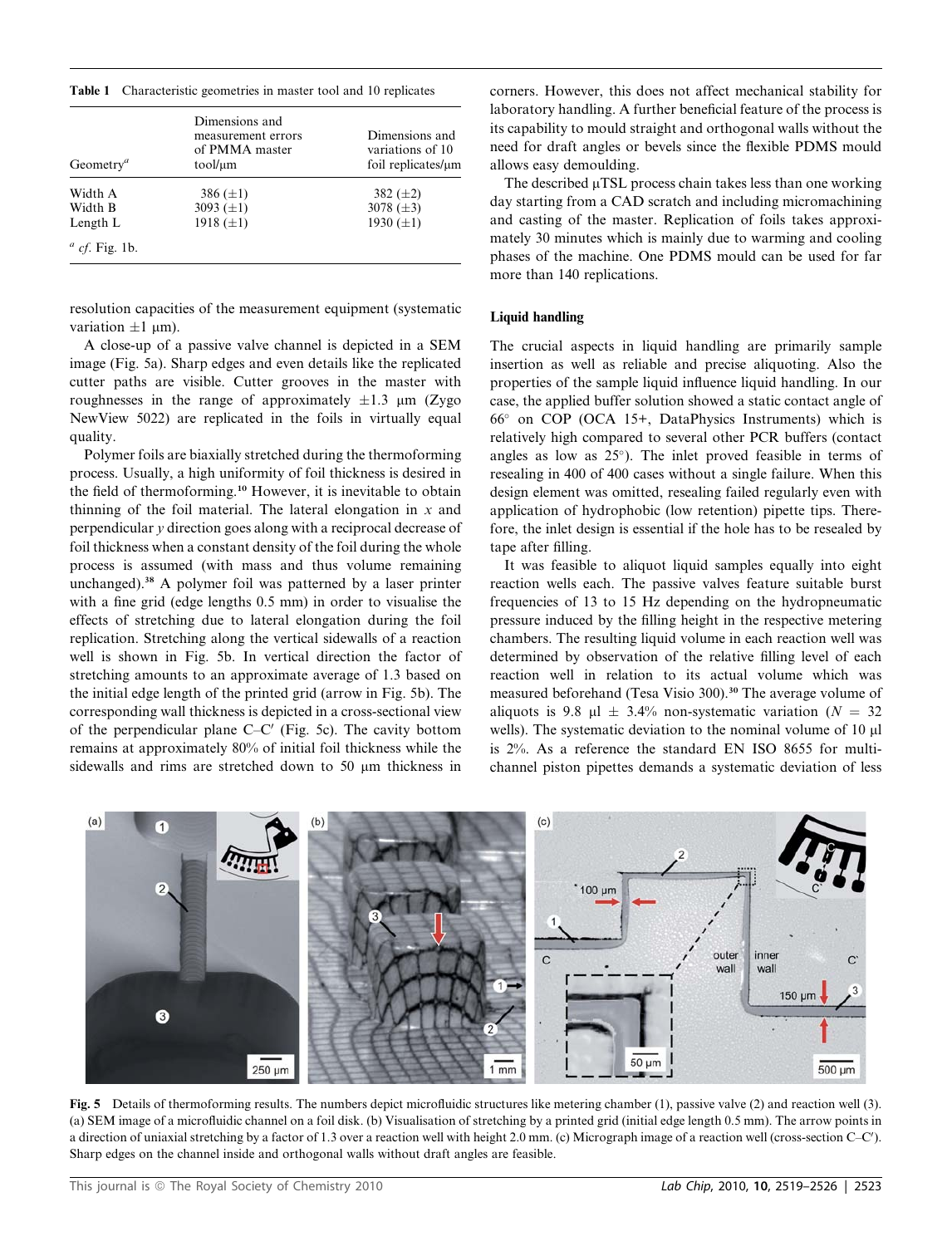**Table 1** Characteristic geometries in master tool and 10 replicates

| Geometry[a] | Dimensions and measurement errors of PMMA master tool/μm | Dimensions and variations of 10 foil replicates/μm |
|---|---|---|
| Width A | 386 (±1) | 382 (±2) |
| Width B | 3093 (±1) | 3078 (±3) |
| Length L | 1918 (±1) | 1930 (±1) |

[a] *cf.* Fig. 1b.

resolution capacities of the measurement equipment (systematic variation ±1 μm).

A close-up of a passive valve channel is depicted in a SEM image (Fig. 5a). Sharp edges and even details like the replicated cutter paths are visible. Cutter grooves in the master with roughnesses in the range of approximately ±1.3 μm (Zygo NewView 5022) are replicated in the foils in virtually equal quality.

Polymer foils are biaxially stretched during the thermoforming process. Usually, a high uniformity of foil thickness is desired in the field of thermoforming.[10] However, it is inevitable to obtain thinning of the foil material. The lateral elongation in $x$ and perpendicular $y$ direction goes along with a reciprocal decrease of foil thickness when a constant density of the foil during the whole process is assumed (with mass and thus volume remaining unchanged).[38] A polymer foil was patterned by a laser printer with a fine grid (edge lengths 0.5 mm) in order to visualise the effects of stretching due to lateral elongation during the foil replication. Stretching along the vertical sidewalls of a reaction well is shown in Fig. 5b. In vertical direction the factor of stretching amounts to an approximate average of 1.3 based on the initial edge length of the printed grid (arrow in Fig. 5b). The corresponding wall thickness is depicted in a cross-sectional view of the perpendicular plane C–C′ (Fig. 5c). The cavity bottom remains at approximately 80% of initial foil thickness while the sidewalls and rims are stretched down to 50 μm thickness in corners. However, this does not affect mechanical stability for laboratory handling. A further beneficial feature of the process is its capability to mould straight and orthogonal walls without the need for draft angles or bevels since the flexible PDMS mould allows easy demoulding.

The described μTSL process chain takes less than one working day starting from a CAD scratch and including micromachining and casting of the master. Replication of foils takes approximately 30 minutes which is mainly due to warming and cooling phases of the machine. One PDMS mould can be used for far more than 140 replications.

### Liquid handling

The crucial aspects in liquid handling are primarily sample insertion as well as reliable and precise aliquoting. Also the properties of the sample liquid influence liquid handling. In our case, the applied buffer solution showed a static contact angle of 66° on COP (OCA 15+, DataPhysics Instruments) which is relatively high compared to several other PCR buffers (contact angles as low as 25°). The inlet proved feasible in terms of resealing in 400 of 400 cases without a single failure. When this design element was omitted, resealing failed regularly even with application of hydrophobic (low retention) pipette tips. Therefore, the inlet design is essential if the hole has to be resealed by tape after filling.

It was feasible to aliquot liquid samples equally into eight reaction wells each. The passive valves feature suitable burst frequencies of 13 to 15 Hz depending on the hydropneumatic pressure induced by the filling height in the respective metering chambers. The resulting liquid volume in each reaction well was determined by observation of the relative filling level of each reaction well in relation to its actual volume which was measured beforehand (Tesa Visio 300).[30] The average volume of aliquots is 9.8 μl ± 3.4% non-systematic variation ($N$ = 32 wells). The systematic deviation to the nominal volume of 10 μl is 2%. As a reference the standard EN ISO 8655 for multichannel piston pipettes demands a systematic deviation of less

**Fig. 5** Details of thermoforming results. The numbers depict microfluidic structures like metering chamber (1), passive valve (2) and reaction well (3). (a) SEM image of a microfluidic channel on a foil disk. (b) Visualisation of stretching by a printed grid (initial edge length 0.5 mm). The arrow points in a direction of uniaxial stretching by a factor of 1.3 over a reaction well with height 2.0 mm. (c) Micrograph image of a reaction well (cross-section C–C′). Sharp edges on the channel inside and orthogonal walls without draft angles are feasible.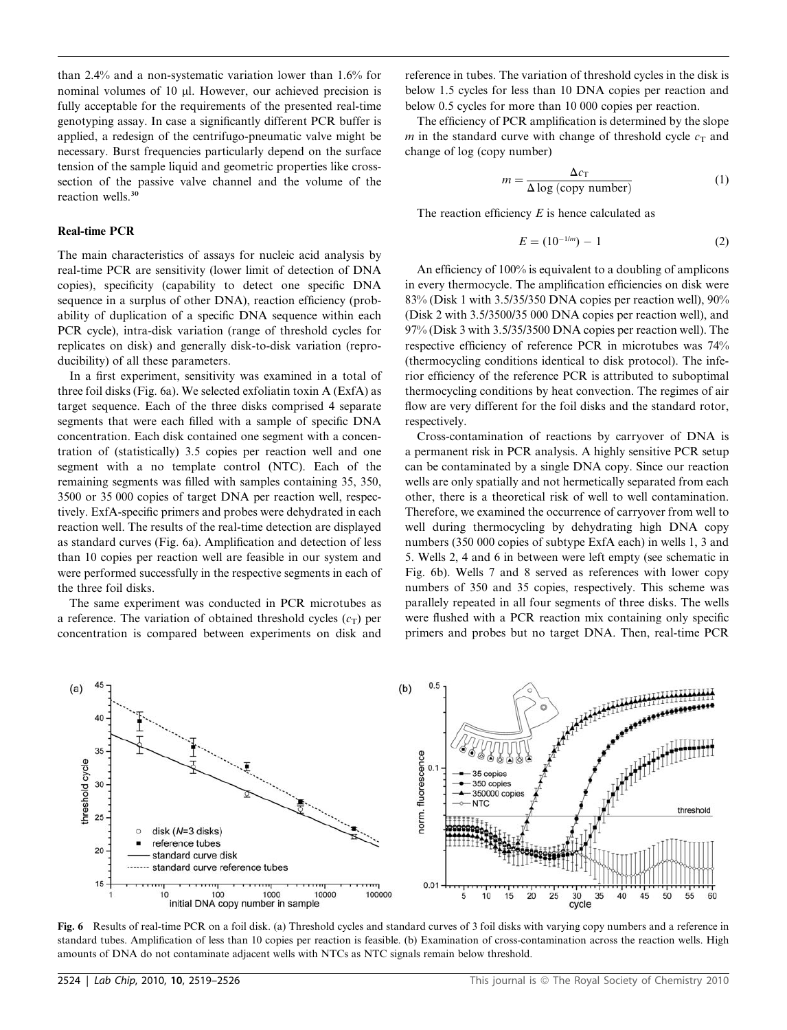than 2.4% and a non-systematic variation lower than 1.6% for nominal volumes of 10 µl. However, our achieved precision is fully acceptable for the requirements of the presented real-time genotyping assay. In case a significantly different PCR buffer is applied, a redesign of the centrifugo-pneumatic valve might be necessary. Burst frequencies particularly depend on the surface tension of the sample liquid and geometric properties like cross-section of the passive valve channel and the volume of the reaction wells.[30]

### Real-time PCR

The main characteristics of assays for nucleic acid analysis by real-time PCR are sensitivity (lower limit of detection of DNA copies), specificity (capability to detect one specific DNA sequence in a surplus of other DNA), reaction efficiency (probability of duplication of a specific DNA sequence within each PCR cycle), intra-disk variation (range of threshold cycles for replicates on disk) and generally disk-to-disk variation (reproducibility) of all these parameters.

In a first experiment, sensitivity was examined in a total of three foil disks (Fig. 6a). We selected exfoliatin toxin A (ExfA) as target sequence. Each of the three disks comprised 4 separate segments that were each filled with a sample of specific DNA concentration. Each disk contained one segment with a concentration of (statistically) 3.5 copies per reaction well and one segment with a no template control (NTC). Each of the remaining segments was filled with samples containing 35, 350, 3500 or 35 000 copies of target DNA per reaction well, respectively. ExfA-specific primers and probes were dehydrated in each reaction well. The results of the real-time detection are displayed as standard curves (Fig. 6a). Amplification and detection of less than 10 copies per reaction well are feasible in our system and were performed successfully in the respective segments in each of the three foil disks.

The same experiment was conducted in PCR microtubes as a reference. The variation of obtained threshold cycles ($c_T$) per concentration is compared between experiments on disk and reference in tubes. The variation of threshold cycles in the disk is below 1.5 cycles for less than 10 DNA copies per reaction and below 0.5 cycles for more than 10 000 copies per reaction.

The efficiency of PCR amplification is determined by the slope $m$ in the standard curve with change of threshold cycle $c_T$ and change of log (copy number)

$$m = \frac{\Delta c_T}{\Delta \log \text{(copy number)}} \quad (1)$$

The reaction efficiency $E$ is hence calculated as

$$E = (10^{-1/m}) - 1 \quad (2)$$

An efficiency of 100% is equivalent to a doubling of amplicons in every thermocycle. The amplification efficiencies on disk were 83% (Disk 1 with 3.5/35/350 DNA copies per reaction well), 90% (Disk 2 with 3.5/3500/35 000 DNA copies per reaction well), and 97% (Disk 3 with 3.5/35/3500 DNA copies per reaction well). The respective efficiency of reference PCR in microtubes was 74% (thermocycling conditions identical to disk protocol). The inferior efficiency of the reference PCR is attributed to suboptimal thermocycling conditions by heat convection. The regimes of air flow are very different for the foil disks and the standard rotor, respectively.

Cross-contamination of reactions by carryover of DNA is a permanent risk in PCR analysis. A highly sensitive PCR setup can be contaminated by a single DNA copy. Since our reaction wells are only spatially and not hermetically separated from each other, there is a theoretical risk of well to well contamination. Therefore, we examined the occurrence of carryover from well to well during thermocycling by dehydrating high DNA copy numbers (350 000 copies of subtype ExfA each) in wells 1, 3 and 5. Wells 2, 4 and 6 in between were left empty (see schematic in Fig. 6b). Wells 7 and 8 served as references with lower copy numbers of 350 and 35 copies, respectively. This scheme was parallely repeated in all four segments of three disks. The wells were flushed with a PCR reaction mix containing only specific primers and probes but no target DNA. Then, real-time PCR

**Fig. 6** Results of real-time PCR on a foil disk. (a) Threshold cycles and standard curves of 3 foil disks with varying copy numbers and a reference in standard tubes. Amplification of less than 10 copies per reaction is feasible. (b) Examination of cross-contamination across the reaction wells. High amounts of DNA do not contaminate adjacent wells with NTCs as NTC signals remain below threshold.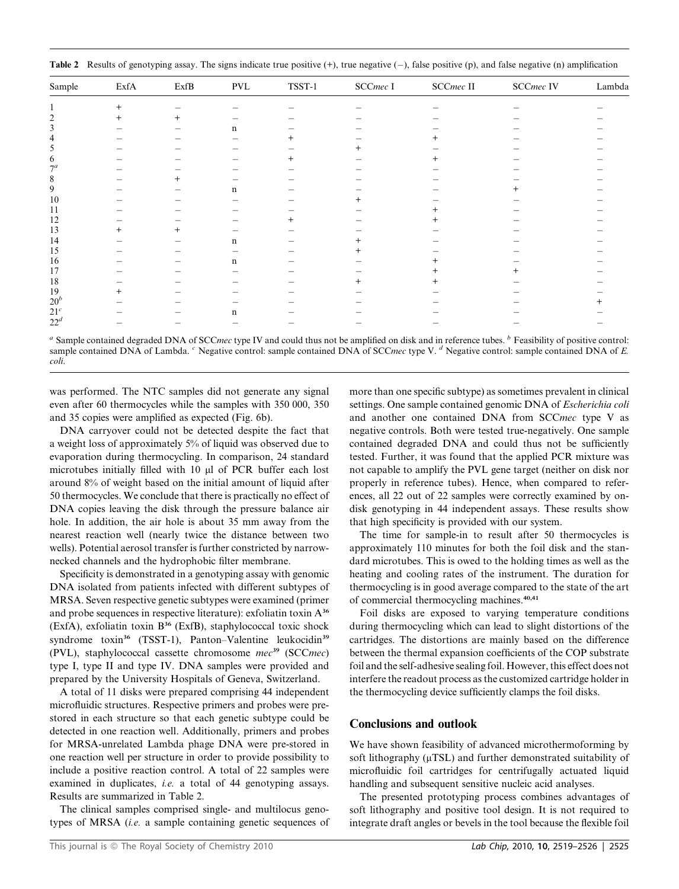**Table 2** Results of genotyping assay. The signs indicate true positive (+), true negative (−), false positive (p), and false negative (n) amplification

| Sample | ExfA | ExfB | PVL | TSST-1 | SCC*mec* I | SCC*mec* II | SCC*mec* IV | Lambda |
|---|---|---|---|---|---|---|---|---|
| 1 | + | − | − | − | − | − | − | − |
| 2 | + | + | − | − | − | − | − | − |
| 3 | − | − | n | − | − | − | − | − |
| 4 | − | − | − | + | − | + | − | − |
| 5 | − | − | − | − | + | − | − | − |
| 6 | − | − | − | + | − | + | − | − |
| 7[a] | − | − | − | − | − | − | − | − |
| 8 | − | + | − | − | − | − | − | − |
| 9 | − | − | n | − | − | − | + | − |
| 10 | − | − | − | − | + | − | − | − |
| 11 | − | − | − | − | − | + | − | − |
| 12 | − | − | − | + | − | + | − | − |
| 13 | + | + | − | − | − | − | − | − |
| 14 | − | − | n | − | + | − | − | − |
| 15 | − | − | − | − | + | − | − | − |
| 16 | − | − | n | − | − | + | − | − |
| 17 | − | − | − | − | − | + | + | − |
| 18 | − | − | − | − | + | + | − | − |
| 19 | + | − | − | − | − | − | − | − |
| 20[b] | − | − | − | − | − | − | − | + |
| 21[c] | − | − | n | − | − | − | − | − |
| 22[d] | − | − | − | − | − | − | − | − |

[a] Sample contained degraded DNA of SCC*mec* type IV and could thus not be amplified on disk and in reference tubes. [b] Feasibility of positive control: sample contained DNA of Lambda. [c] Negative control: sample contained DNA of SCC*mec* type V. [d] Negative control: sample contained DNA of *E. coli*.

was performed. The NTC samples did not generate any signal even after 60 thermocycles while the samples with 350 000, 350 and 35 copies were amplified as expected (Fig. 6b).

DNA carryover could not be detected despite the fact that a weight loss of approximately 5% of liquid was observed due to evaporation during thermocycling. In comparison, 24 standard microtubes initially filled with 10 μl of PCR buffer each lost around 8% of weight based on the initial amount of liquid after 50 thermocycles. We conclude that there is practically no effect of DNA copies leaving the disk through the pressure balance air hole. In addition, the air hole is about 35 mm away from the nearest reaction well (nearly twice the distance between two wells). Potential aerosol transfer is further constricted by narrow-necked channels and the hydrophobic filter membrane.

Specificity is demonstrated in a genotyping assay with genomic DNA isolated from patients infected with different subtypes of MRSA. Seven respective genetic subtypes were examined (primer and probe sequences in respective literature): exfoliatin toxin A[36] (ExfA), exfoliatin toxin B[36] (ExfB), staphylococcal toxic shock syndrome toxin[36] (TSST-1), Panton–Valentine leukocidin[39] (PVL), staphylococcal cassette chromosome *mec*[39] (SCC*mec*) type I, type II and type IV. DNA samples were provided and prepared by the University Hospitals of Geneva, Switzerland.

A total of 11 disks were prepared comprising 44 independent microfluidic structures. Respective primers and probes were pre-stored in each structure so that each genetic subtype could be detected in one reaction well. Additionally, primers and probes for MRSA-unrelated Lambda phage DNA were pre-stored in one reaction well per structure in order to provide possibility to include a positive reaction control. A total of 22 samples were examined in duplicates, *i.e.* a total of 44 genotyping assays. Results are summarized in Table 2.

The clinical samples comprised single- and multilocus genotypes of MRSA (*i.e.* a sample containing genetic sequences of more than one specific subtype) as sometimes prevalent in clinical settings. One sample contained genomic DNA of *Escherichia coli* and another one contained DNA from SCC*mec* type V as negative controls. Both were tested true-negatively. One sample contained degraded DNA and could thus not be sufficiently tested. Further, it was found that the applied PCR mixture was not capable to amplify the PVL gene target (neither on disk nor properly in reference tubes). Hence, when compared to references, all 22 out of 22 samples were correctly examined by on-disk genotyping in 44 independent assays. These results show that high specificity is provided with our system.

The time for sample-in to result after 50 thermocycles is approximately 110 minutes for both the foil disk and the standard microtubes. This is owed to the holding times as well as the heating and cooling rates of the instrument. The duration for thermocycling is in good average compared to the state of the art of commercial thermocycling machines.[40,41]

Foil disks are exposed to varying temperature conditions during thermocycling which can lead to slight distortions of the cartridges. The distortions are mainly based on the difference between the thermal expansion coefficients of the COP substrate foil and the self-adhesive sealing foil. However, this effect does not interfere the readout process as the customized cartridge holder in the thermocycling device sufficiently clamps the foil disks.

## Conclusions and outlook

We have shown feasibility of advanced microthermoforming by soft lithography (μTSL) and further demonstrated suitability of microfluidic foil cartridges for centrifugally actuated liquid handling and subsequent sensitive nucleic acid analyses.

The presented prototyping process combines advantages of soft lithography and positive tool design. It is not required to integrate draft angles or bevels in the tool because the flexible foil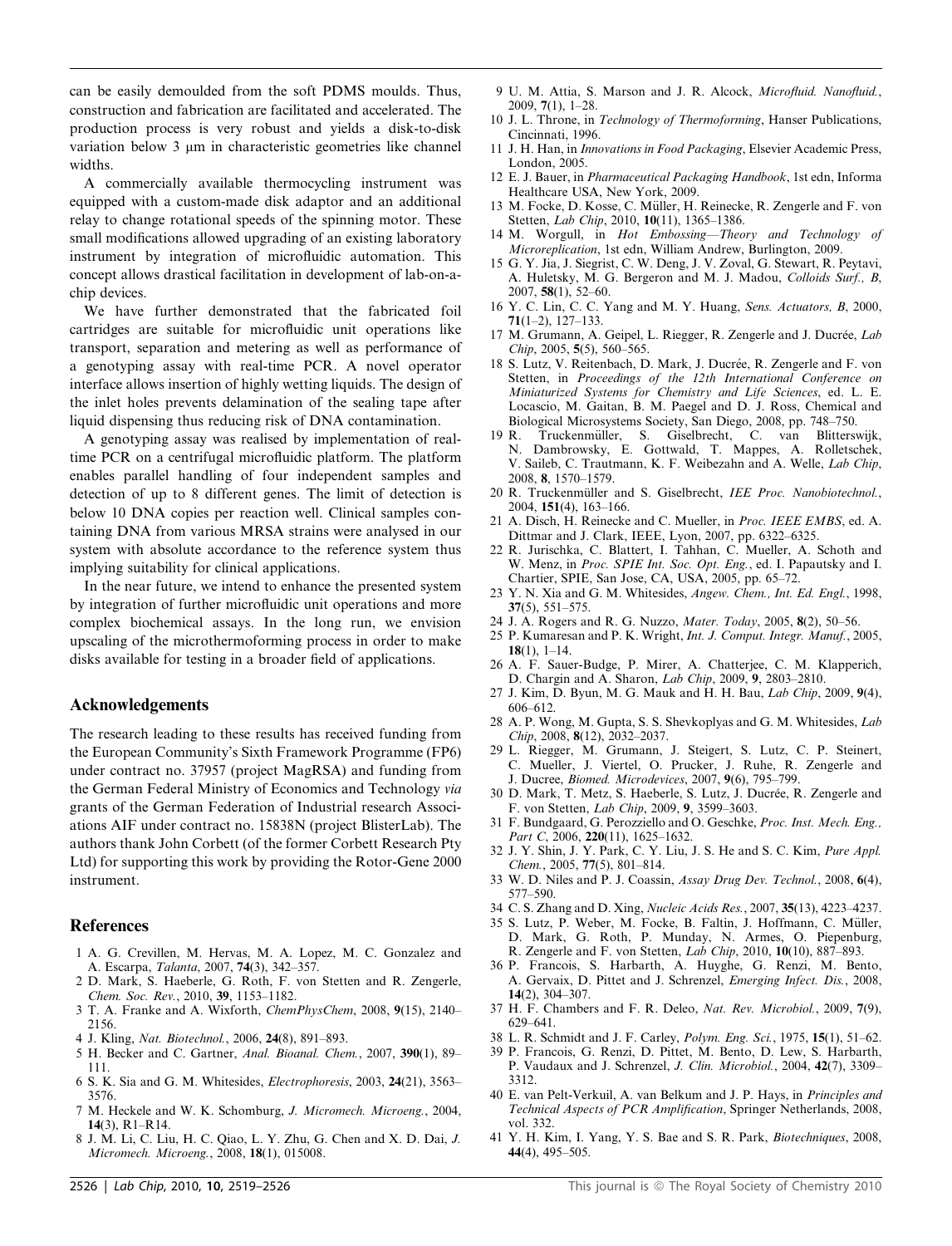can be easily demoulded from the soft PDMS moulds. Thus, construction and fabrication are facilitated and accelerated. The production process is very robust and yields a disk-to-disk variation below 3 μm in characteristic geometries like channel widths.

A commercially available thermocycling instrument was equipped with a custom-made disk adaptor and an additional relay to change rotational speeds of the spinning motor. These small modifications allowed upgrading of an existing laboratory instrument by integration of microfluidic automation. This concept allows drastical facilitation in development of lab-on-a-chip devices.

We have further demonstrated that the fabricated foil cartridges are suitable for microfluidic unit operations like transport, separation and metering as well as performance of a genotyping assay with real-time PCR. A novel operator interface allows insertion of highly wetting liquids. The design of the inlet holes prevents delamination of the sealing tape after liquid dispensing thus reducing risk of DNA contamination.

A genotyping assay was realised by implementation of real-time PCR on a centrifugal microfluidic platform. The platform enables parallel handling of four independent samples and detection of up to 8 different genes. The limit of detection is below 10 DNA copies per reaction well. Clinical samples containing DNA from various MRSA strains were analysed in our system with absolute accordance to the reference system thus implying suitability for clinical applications.

In the near future, we intend to enhance the presented system by integration of further microfluidic unit operations and more complex biochemical assays. In the long run, we envision upscaling of the microthermoforming process in order to make disks available for testing in a broader field of applications.

## Acknowledgements

The research leading to these results has received funding from the European Community's Sixth Framework Programme (FP6) under contract no. 37957 (project MagRSA) and funding from the German Federal Ministry of Economics and Technology *via* grants of the German Federation of Industrial research Associations AIF under contract no. 15838N (project BlisterLab). The authors thank John Corbett (of the former Corbett Research Pty Ltd) for supporting this work by providing the Rotor-Gene 2000 instrument.

## References

1 A. G. Crevillen, M. Hervas, M. A. Lopez, M. C. Gonzalez and A. Escarpa, *Talanta*, 2007, **74**(3), 342–357.
2 D. Mark, S. Haeberle, G. Roth, F. von Stetten and R. Zengerle, *Chem. Soc. Rev.*, 2010, **39**, 1153–1182.
3 T. A. Franke and A. Wixforth, *ChemPhysChem*, 2008, **9**(15), 2140–2156.
4 J. Kling, *Nat. Biotechnol.*, 2006, **24**(8), 891–893.
5 H. Becker and C. Gartner, *Anal. Bioanal. Chem.*, 2007, **390**(1), 89–111.
6 S. K. Sia and G. M. Whitesides, *Electrophoresis*, 2003, **24**(21), 3563–3576.
7 M. Heckele and W. K. Schomburg, *J. Micromech. Microeng.*, 2004, **14**(3), R1–R14.
8 J. M. Li, C. Liu, H. C. Qiao, L. Y. Zhu, G. Chen and X. D. Dai, *J. Micromech. Microeng.*, 2008, **18**(1), 015008.
9 U. M. Attia, S. Marson and J. R. Alcock, *Microfluid. Nanofluid.*, 2009, **7**(1), 1–28.
10 J. L. Throne, in *Technology of Thermoforming*, Hanser Publications, Cincinnati, 1996.
11 J. H. Han, in *Innovations in Food Packaging*, Elsevier Academic Press, London, 2005.
12 E. J. Bauer, in *Pharmaceutical Packaging Handbook*, 1st edn, Informa Healthcare USA, New York, 2009.
13 M. Focke, D. Kosse, C. Müller, H. Reinecke, R. Zengerle and F. von Stetten, *Lab Chip*, 2010, **10**(11), 1365–1386.
14 M. Worgull, in *Hot Embossing—Theory and Technology of Microreplication*, 1st edn, William Andrew, Burlington, 2009.
15 G. Y. Jia, J. Siegrist, C. W. Deng, J. V. Zoval, G. Stewart, R. Peytavi, A. Huletsky, M. G. Bergeron and M. J. Madou, *Colloids Surf., B*, 2007, **58**(1), 52–60.
16 Y. C. Lin, C. C. Yang and M. Y. Huang, *Sens. Actuators, B*, 2000, **71**(1–2), 127–133.
17 M. Grumann, A. Geipel, L. Riegger, R. Zengerle and J. Ducrée, *Lab Chip*, 2005, **5**(5), 560–565.
18 S. Lutz, V. Reitenbach, D. Mark, J. Ducrée, R. Zengerle and F. von Stetten, in *Proceedings of the 12th International Conference on Miniaturized Systems for Chemistry and Life Sciences*, ed. L. E. Locascio, M. Gaitan, B. M. Paegel and D. J. Ross, Chemical and Biological Microsystems Society, San Diego, 2008, pp. 748–750.
19 R. Truckenmüller, S. Giselbrecht, C. van Blitterswijk, N. Dambrowsky, E. Gottwald, T. Mappes, A. Rolletschek, V. Saileb, C. Trautmann, K. F. Weibezahn and A. Welle, *Lab Chip*, 2008, **8**, 1570–1579.
20 R. Truckenmüller and S. Giselbrecht, *IEE Proc. Nanobiotechnol.*, 2004, **151**(4), 163–166.
21 A. Disch, H. Reinecke and C. Mueller, in *Proc. IEEE EMBS*, ed. A. Dittmar and J. Clark, IEEE, Lyon, 2007, pp. 6322–6325.
22 R. Jurischka, C. Blattert, I. Tahhan, C. Mueller, A. Schoth and W. Menz, in *Proc. SPIE Int. Soc. Opt. Eng.*, ed. I. Papautsky and I. Chartier, SPIE, San Jose, CA, USA, 2005, pp. 65–72.
23 Y. N. Xia and G. M. Whitesides, *Angew. Chem., Int. Ed. Engl.*, 1998, **37**(5), 551–575.
24 J. A. Rogers and R. G. Nuzzo, *Mater. Today*, 2005, **8**(2), 50–56.
25 P. Kumaresan and P. K. Wright, *Int. J. Comput. Integr. Manuf.*, 2005, **18**(1), 1–14.
26 A. F. Sauer-Budge, P. Mirer, A. Chatterjee, C. M. Klapperich, D. Chargin and A. Sharon, *Lab Chip*, 2009, **9**, 2803–2810.
27 J. Kim, D. Byun, M. G. Mauk and H. H. Bau, *Lab Chip*, 2009, **9**(4), 606–612.
28 A. P. Wong, M. Gupta, S. S. Shevkoplyas and G. M. Whitesides, *Lab Chip*, 2008, **8**(12), 2032–2037.
29 L. Riegger, M. Grumann, J. Steigert, S. Lutz, C. P. Steinert, C. Mueller, J. Viertel, O. Prucker, J. Ruhe, R. Zengerle and J. Ducree, *Biomed. Microdevices*, 2007, **9**(6), 795–799.
30 D. Mark, T. Metz, S. Haeberle, S. Lutz, J. Ducrée, R. Zengerle and F. von Stetten, *Lab Chip*, 2009, **9**, 3599–3603.
31 F. Bundgaard, G. Perozziello and O. Geschke, *Proc. Inst. Mech. Eng., Part C*, 2006, **220**(11), 1625–1632.
32 J. Y. Shin, J. Y. Park, C. Y. Liu, J. S. He and S. C. Kim, *Pure Appl. Chem.*, 2005, **77**(5), 801–814.
33 W. D. Niles and P. J. Coassin, *Assay Drug Dev. Technol.*, 2008, **6**(4), 577–590.
34 C. S. Zhang and D. Xing, *Nucleic Acids Res.*, 2007, **35**(13), 4223–4237.
35 S. Lutz, P. Weber, M. Focke, B. Faltin, J. Hoffmann, C. Müller, D. Mark, G. Roth, P. Munday, N. Armes, O. Piepenburg, R. Zengerle and F. von Stetten, *Lab Chip*, 2010, **10**(10), 887–893.
36 P. Francois, S. Harbarth, A. Huyghe, G. Renzi, M. Bento, A. Gervaix, D. Pittet and J. Schrenzel, *Emerging Infect. Dis.*, 2008, **14**(2), 304–307.
37 H. F. Chambers and F. R. Deleo, *Nat. Rev. Microbiol.*, 2009, **7**(9), 629–641.
38 L. R. Schmidt and J. F. Carley, *Polym. Eng. Sci.*, 1975, **15**(1), 51–62.
39 P. Francois, G. Renzi, D. Pittet, M. Bento, D. Lew, S. Harbarth, P. Vaudaux and J. Schrenzel, *J. Clin. Microbiol.*, 2004, **42**(7), 3309–3312.
40 E. van Pelt-Verkuil, A. van Belkum and J. P. Hays, in *Principles and Technical Aspects of PCR Amplification*, Springer Netherlands, 2008, vol. 332.
41 Y. H. Kim, I. Yang, Y. S. Bae and S. R. Park, *Biotechniques*, 2008, **44**(4), 495–505.